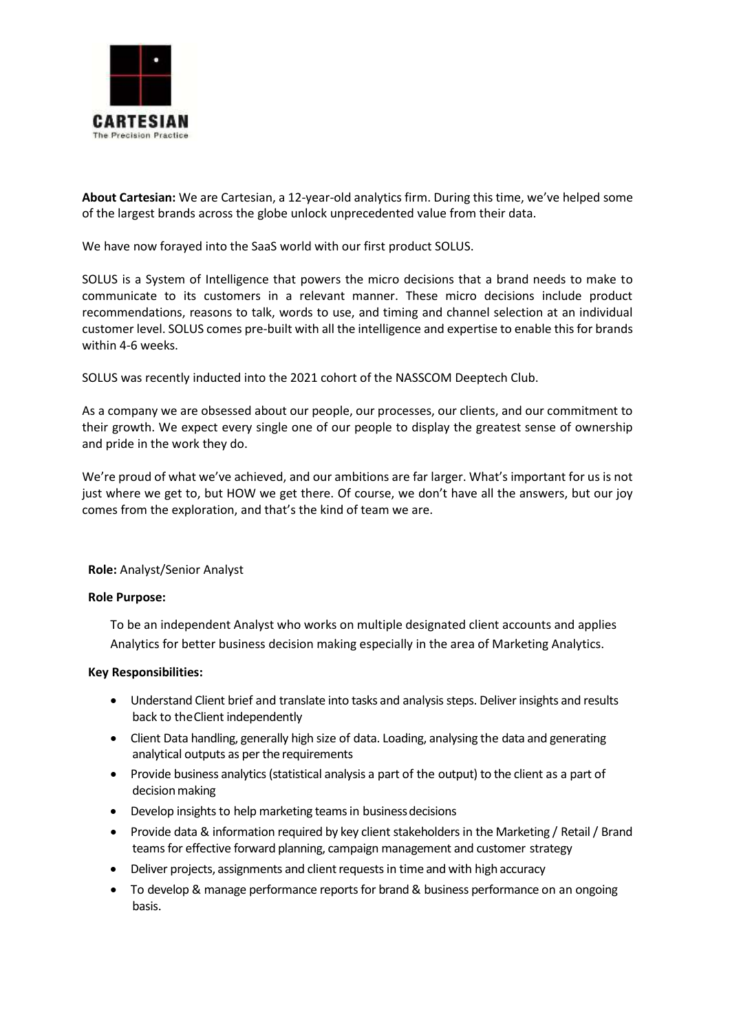**About Cartesian:** We are Cartesian, a 12-year-old analytics firm. During this time, we've helped some of the largest brands across the globe unlock unprecedented value from their data.

We have now forayed into the SaaS world with our first product SOLUS.

SOLUS is a System of Intelligence that powers the micro decisions that a brand needs to make to communicate to its customers in a relevant manner. These micro decisions include product recommendations, reasons to talk, words to use, and timing and channel selection at an individual customer level. SOLUS comes pre-built with all the intelligence and expertise to enable this for brands within 4-6 weeks.

SOLUS was recently inducted into the 2021 cohort of the NASSCOM Deeptech Club.

As a company we are obsessed about our people, our processes, our clients, and our commitment to their growth. We expect every single one of our people to display the greatest sense of ownership and pride in the work they do.

We're proud of what we've achieved, and our ambitions are far larger. What's important for us is not just where we get to, but HOW we get there. Of course, we don't have all the answers, but our joy comes from the exploration, and that's the kind of team we are.

**Role:** Analyst/Senior Analyst

**Role Purpose:**

To be an independent Analyst who works on multiple designated client accounts and applies Analytics for better business decision making especially in the area of Marketing Analytics.

**Key Responsibilities:**

- Understand Client brief and translate into tasks and analysis steps. Deliver insights and results back to the Client independently
- Client Data handling, generally high size of data. Loading, analysing the data and generating analytical outputs as per the requirements
- Provide business analytics (statistical analysis a part of the output) to the client as a part of decision making
- Develop insights to help marketing teams in business decisions
- Provide data & information required by key client stakeholders in the Marketing / Retail / Brand teams for effective forward planning, campaign management and customer strategy
- Deliver projects, assignments and client requests in time and with high accuracy
- To develop & manage performance reports for brand & business performance on an ongoing basis.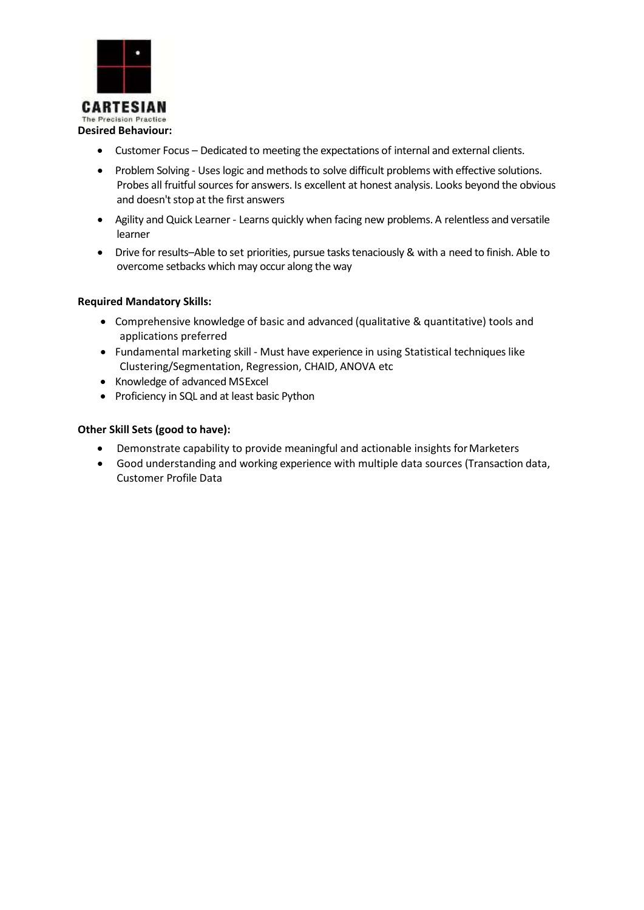**Desired Behaviour:**

- Customer Focus – Dedicated to meeting the expectations of internal and external clients.
- Problem Solving - Uses logic and methods to solve difficult problems with effective solutions. Probes all fruitful sources for answers. Is excellent at honest analysis. Looks beyond the obvious and doesn't stop at the first answers
- Agility and Quick Learner - Learns quickly when facing new problems. A relentless and versatile learner
- Drive for results–Able to set priorities, pursue tasks tenaciously & with a need to finish. Able to overcome setbacks which may occur along the way

**Required Mandatory Skills:**

- Comprehensive knowledge of basic and advanced (qualitative & quantitative) tools and applications preferred
- Fundamental marketing skill - Must have experience in using Statistical techniques like Clustering/Segmentation, Regression, CHAID, ANOVA etc
- Knowledge of advanced MS Excel
- Proficiency in SQL and at least basic Python

**Other Skill Sets (good to have):**

- Demonstrate capability to provide meaningful and actionable insights for Marketers
- Good understanding and working experience with multiple data sources (Transaction data, Customer Profile Data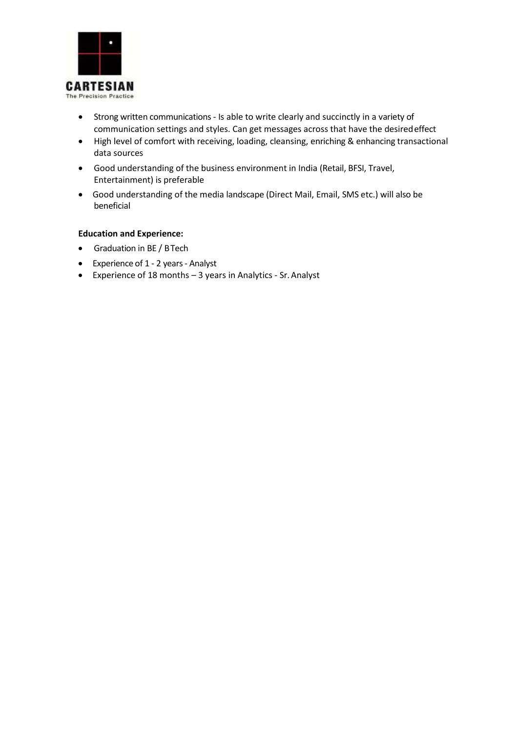- Strong written communications - Is able to write clearly and succinctly in a variety of communication settings and styles. Can get messages across that have the desired effect
- High level of comfort with receiving, loading, cleansing, enriching & enhancing transactional data sources
- Good understanding of the business environment in India (Retail, BFSI, Travel, Entertainment) is preferable
- Good understanding of the media landscape (Direct Mail, Email, SMS etc.) will also be beneficial

**Education and Experience:**

- Graduation in BE / B Tech
- Experience of 1 - 2 years - Analyst
- Experience of 18 months – 3 years in Analytics - Sr. Analyst